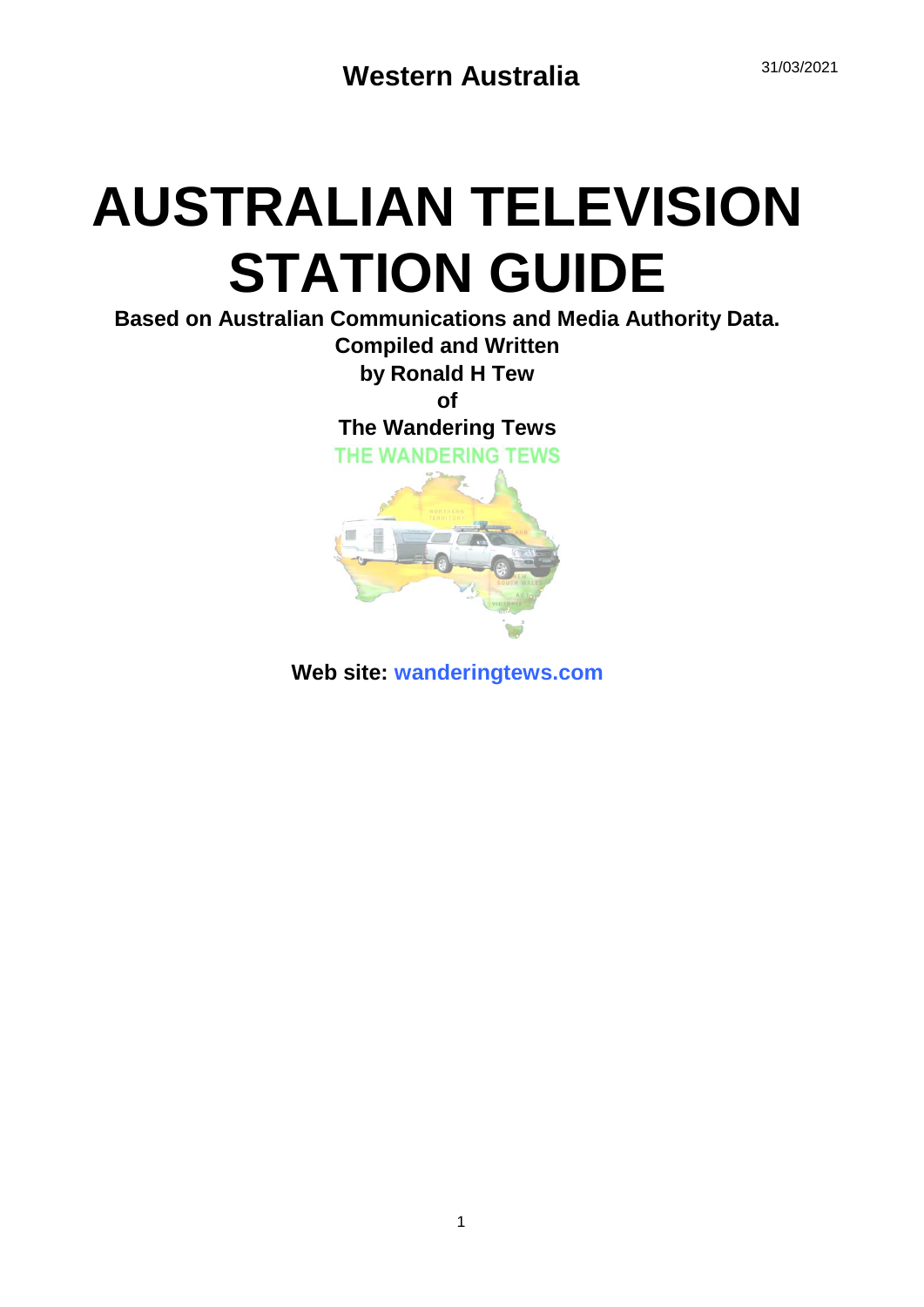31/03/2021

**Western Australia**

# AUSTRALIAN TELEVISION STATION GUIDE

**Based on Australian Communications and Media Authority Data.**

**Compiled and Written**

**by Ronald H Tew**

**of**

**The Wandering Tews**

THE WANDERING TEWS

**Web site: wanderingtews.com**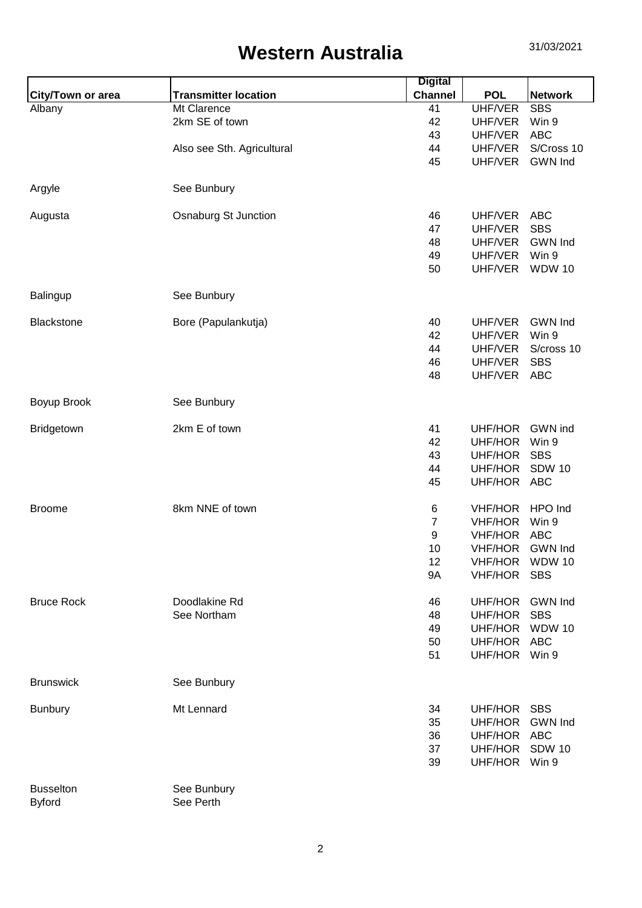# Western Australia

31/03/2021

| City/Town or area | Transmitter location | Digital Channel | POL | Network |
|---|---|---|---|---|
| Albany | Mt Clarence | 41 | UHF/VER | SBS |
| | 2km SE of town | 42 | UHF/VER | Win 9 |
| | | 43 | UHF/VER | ABC |
| | Also see Sth. Agricultural | 44 | UHF/VER | S/Cross 10 |
| | | 45 | UHF/VER | GWN Ind |
| Argyle | See Bunbury | | | |
| Augusta | Osnaburg St Junction | 46 | UHF/VER | ABC |
| | | 47 | UHF/VER | SBS |
| | | 48 | UHF/VER | GWN Ind |
| | | 49 | UHF/VER | Win 9 |
| | | 50 | UHF/VER | WDW 10 |
| Balingup | See Bunbury | | | |
| Blackstone | Bore (Papulankutja) | 40 | UHF/VER | GWN Ind |
| | | 42 | UHF/VER | Win 9 |
| | | 44 | UHF/VER | S/cross 10 |
| | | 46 | UHF/VER | SBS |
| | | 48 | UHF/VER | ABC |
| Boyup Brook | See Bunbury | | | |
| Bridgetown | 2km E of town | 41 | UHF/HOR | GWN ind |
| | | 42 | UHF/HOR | Win 9 |
| | | 43 | UHF/HOR | SBS |
| | | 44 | UHF/HOR | SDW 10 |
| | | 45 | UHF/HOR | ABC |
| Broome | 8km NNE of town | 6 | VHF/HOR | HPO Ind |
| | | 7 | VHF/HOR | Win 9 |
| | | 9 | VHF/HOR | ABC |
| | | 10 | VHF/HOR | GWN Ind |
| | | 12 | VHF/HOR | WDW 10 |
| | | 9A | VHF/HOR | SBS |
| Bruce Rock | Doodlakine Rd | 46 | UHF/HOR | GWN Ind |
| | See Northam | 48 | UHF/HOR | SBS |
| | | 49 | UHF/HOR | WDW 10 |
| | | 50 | UHF/HOR | ABC |
| | | 51 | UHF/HOR | Win 9 |
| Brunswick | See Bunbury | | | |
| Bunbury | Mt Lennard | 34 | UHF/HOR | SBS |
| | | 35 | UHF/HOR | GWN Ind |
| | | 36 | UHF/HOR | ABC |
| | | 37 | UHF/HOR | SDW 10 |
| | | 39 | UHF/HOR | Win 9 |
| Busselton | See Bunbury | | | |
| Byford | See Perth | | | |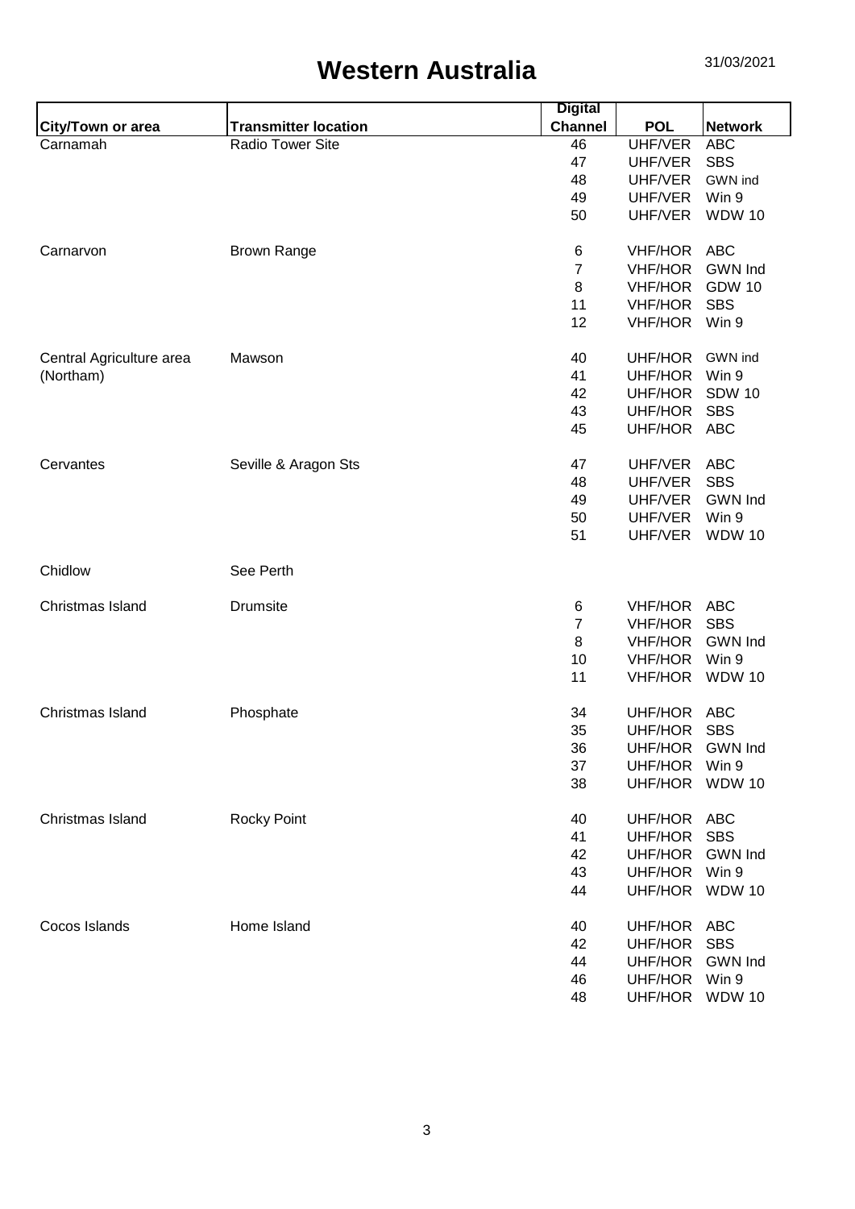# Western Australia

31/03/2021

| City/Town or area | Transmitter location | Digital Channel | POL | Network |
|---|---|---|---|---|
| Carnamah | Radio Tower Site | 46 | UHF/VER | ABC |
| | | 47 | UHF/VER | SBS |
| | | 48 | UHF/VER | GWN ind |
| | | 49 | UHF/VER | Win 9 |
| | | 50 | UHF/VER | WDW 10 |
| Carnarvon | Brown Range | 6 | VHF/HOR | ABC |
| | | 7 | VHF/HOR | GWN Ind |
| | | 8 | VHF/HOR | GDW 10 |
| | | 11 | VHF/HOR | SBS |
| | | 12 | VHF/HOR | Win 9 |
| Central Agriculture area (Northam) | Mawson | 40 | UHF/HOR | GWN ind |
| | | 41 | UHF/HOR | Win 9 |
| | | 42 | UHF/HOR | SDW 10 |
| | | 43 | UHF/HOR | SBS |
| | | 45 | UHF/HOR | ABC |
| Cervantes | Seville & Aragon Sts | 47 | UHF/VER | ABC |
| | | 48 | UHF/VER | SBS |
| | | 49 | UHF/VER | GWN Ind |
| | | 50 | UHF/VER | Win 9 |
| | | 51 | UHF/VER | WDW 10 |
| Chidlow | See Perth | | | |
| Christmas Island | Drumsite | 6 | VHF/HOR | ABC |
| | | 7 | VHF/HOR | SBS |
| | | 8 | VHF/HOR | GWN Ind |
| | | 10 | VHF/HOR | Win 9 |
| | | 11 | VHF/HOR | WDW 10 |
| Christmas Island | Phosphate | 34 | UHF/HOR | ABC |
| | | 35 | UHF/HOR | SBS |
| | | 36 | UHF/HOR | GWN Ind |
| | | 37 | UHF/HOR | Win 9 |
| | | 38 | UHF/HOR | WDW 10 |
| Christmas Island | Rocky Point | 40 | UHF/HOR | ABC |
| | | 41 | UHF/HOR | SBS |
| | | 42 | UHF/HOR | GWN Ind |
| | | 43 | UHF/HOR | Win 9 |
| | | 44 | UHF/HOR | WDW 10 |
| Cocos Islands | Home Island | 40 | UHF/HOR | ABC |
| | | 42 | UHF/HOR | SBS |
| | | 44 | UHF/HOR | GWN Ind |
| | | 46 | UHF/HOR | Win 9 |
| | | 48 | UHF/HOR | WDW 10 |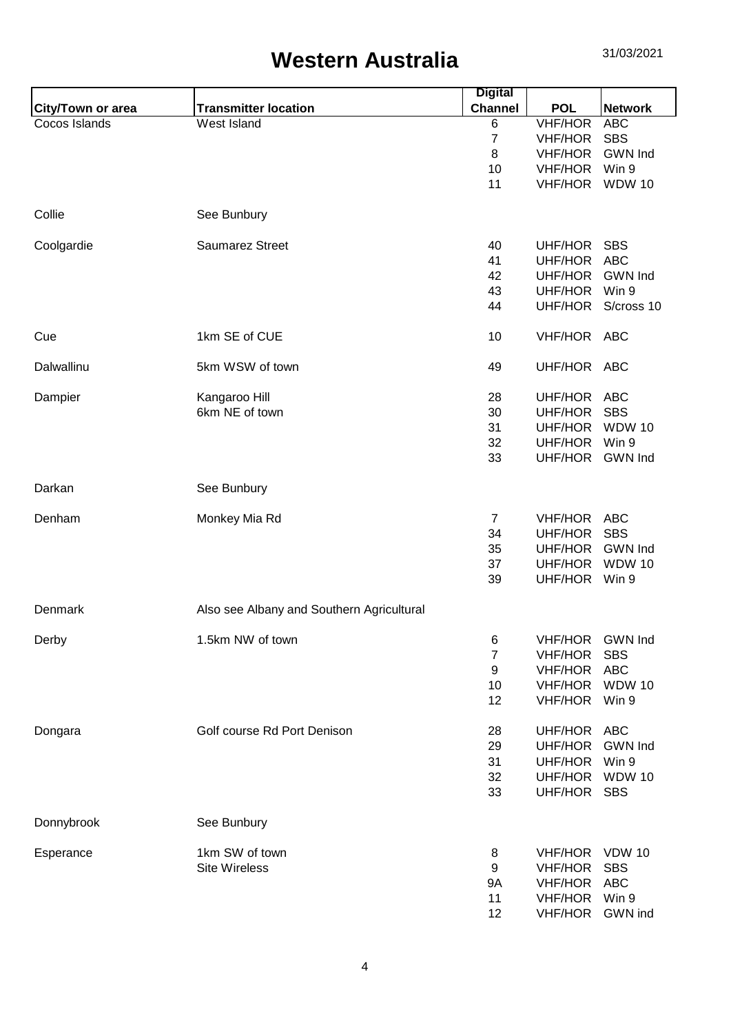# Western Australia

31/03/2021

| City/Town or area | Transmitter location | Digital Channel | POL | Network |
|---|---|---|---|---|
| Cocos Islands | West Island | 6 | VHF/HOR | ABC |
| | | 7 | VHF/HOR | SBS |
| | | 8 | VHF/HOR | GWN Ind |
| | | 10 | VHF/HOR | Win 9 |
| | | 11 | VHF/HOR | WDW 10 |
| Collie | See Bunbury | | | |
| Coolgardie | Saumarez Street | 40 | UHF/HOR | SBS |
| | | 41 | UHF/HOR | ABC |
| | | 42 | UHF/HOR | GWN Ind |
| | | 43 | UHF/HOR | Win 9 |
| | | 44 | UHF/HOR | S/cross 10 |
| Cue | 1km SE of CUE | 10 | VHF/HOR | ABC |
| Dalwallinu | 5km WSW of town | 49 | UHF/HOR | ABC |
| Dampier | Kangaroo Hill | 28 | UHF/HOR | ABC |
| | 6km NE of town | 30 | UHF/HOR | SBS |
| | | 31 | UHF/HOR | WDW 10 |
| | | 32 | UHF/HOR | Win 9 |
| | | 33 | UHF/HOR | GWN Ind |
| Darkan | See Bunbury | | | |
| Denham | Monkey Mia Rd | 7 | VHF/HOR | ABC |
| | | 34 | UHF/HOR | SBS |
| | | 35 | UHF/HOR | GWN Ind |
| | | 37 | UHF/HOR | WDW 10 |
| | | 39 | UHF/HOR | Win 9 |
| Denmark | Also see Albany and Southern Agricultural | | | |
| Derby | 1.5km NW of town | 6 | VHF/HOR | GWN Ind |
| | | 7 | VHF/HOR | SBS |
| | | 9 | VHF/HOR | ABC |
| | | 10 | VHF/HOR | WDW 10 |
| | | 12 | VHF/HOR | Win 9 |
| Dongara | Golf course Rd Port Denison | 28 | UHF/HOR | ABC |
| | | 29 | UHF/HOR | GWN Ind |
| | | 31 | UHF/HOR | Win 9 |
| | | 32 | UHF/HOR | WDW 10 |
| | | 33 | UHF/HOR | SBS |
| Donnybrook | See Bunbury | | | |
| Esperance | 1km SW of town | 8 | VHF/HOR | VDW 10 |
| | Site Wireless | 9 | VHF/HOR | SBS |
| | | 9A | VHF/HOR | ABC |
| | | 11 | VHF/HOR | Win 9 |
| | | 12 | VHF/HOR | GWN ind |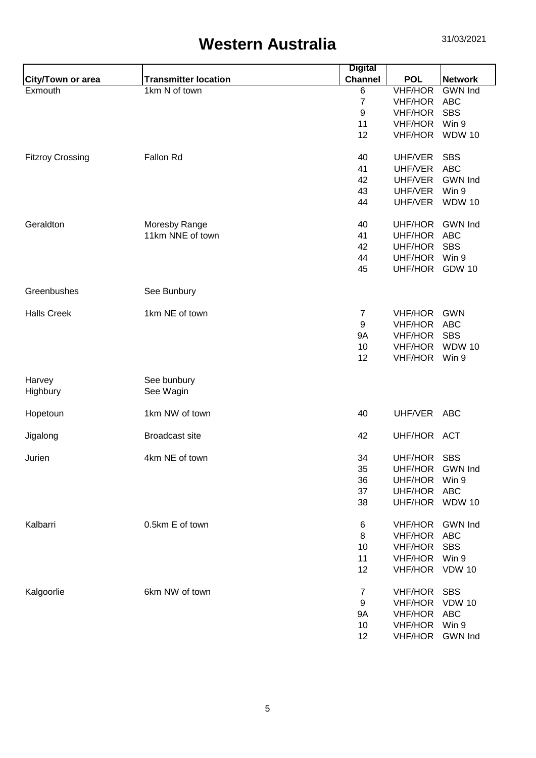# Western Australia

31/03/2021

| City/Town or area | Transmitter location | Digital Channel | POL | Network |
|---|---|---|---|---|
| Exmouth | 1km N of town | 6 | VHF/HOR | GWN Ind |
| | | 7 | VHF/HOR | ABC |
| | | 9 | VHF/HOR | SBS |
| | | 11 | VHF/HOR | Win 9 |
| | | 12 | VHF/HOR | WDW 10 |
| Fitzroy Crossing | Fallon Rd | 40 | UHF/VER | SBS |
| | | 41 | UHF/VER | ABC |
| | | 42 | UHF/VER | GWN Ind |
| | | 43 | UHF/VER | Win 9 |
| | | 44 | UHF/VER | WDW 10 |
| Geraldton | Moresby Range | 40 | UHF/HOR | GWN Ind |
| | 11km NNE of town | 41 | UHF/HOR | ABC |
| | | 42 | UHF/HOR | SBS |
| | | 44 | UHF/HOR | Win 9 |
| | | 45 | UHF/HOR | GDW 10 |
| Greenbushes | See Bunbury | | | |
| Halls Creek | 1km NE of town | 7 | VHF/HOR | GWN |
| | | 9 | VHF/HOR | ABC |
| | | 9A | VHF/HOR | SBS |
| | | 10 | VHF/HOR | WDW 10 |
| | | 12 | VHF/HOR | Win 9 |
| Harvey | See bunbury | | | |
| Highbury | See Wagin | | | |
| Hopetoun | 1km NW of town | 40 | UHF/VER | ABC |
| Jigalong | Broadcast site | 42 | UHF/HOR | ACT |
| Jurien | 4km NE of town | 34 | UHF/HOR | SBS |
| | | 35 | UHF/HOR | GWN Ind |
| | | 36 | UHF/HOR | Win 9 |
| | | 37 | UHF/HOR | ABC |
| | | 38 | UHF/HOR | WDW 10 |
| Kalbarri | 0.5km E of town | 6 | VHF/HOR | GWN Ind |
| | | 8 | VHF/HOR | ABC |
| | | 10 | VHF/HOR | SBS |
| | | 11 | VHF/HOR | Win 9 |
| | | 12 | VHF/HOR | VDW 10 |
| Kalgoorlie | 6km NW of town | 7 | VHF/HOR | SBS |
| | | 9 | VHF/HOR | VDW 10 |
| | | 9A | VHF/HOR | ABC |
| | | 10 | VHF/HOR | Win 9 |
| | | 12 | VHF/HOR | GWN Ind |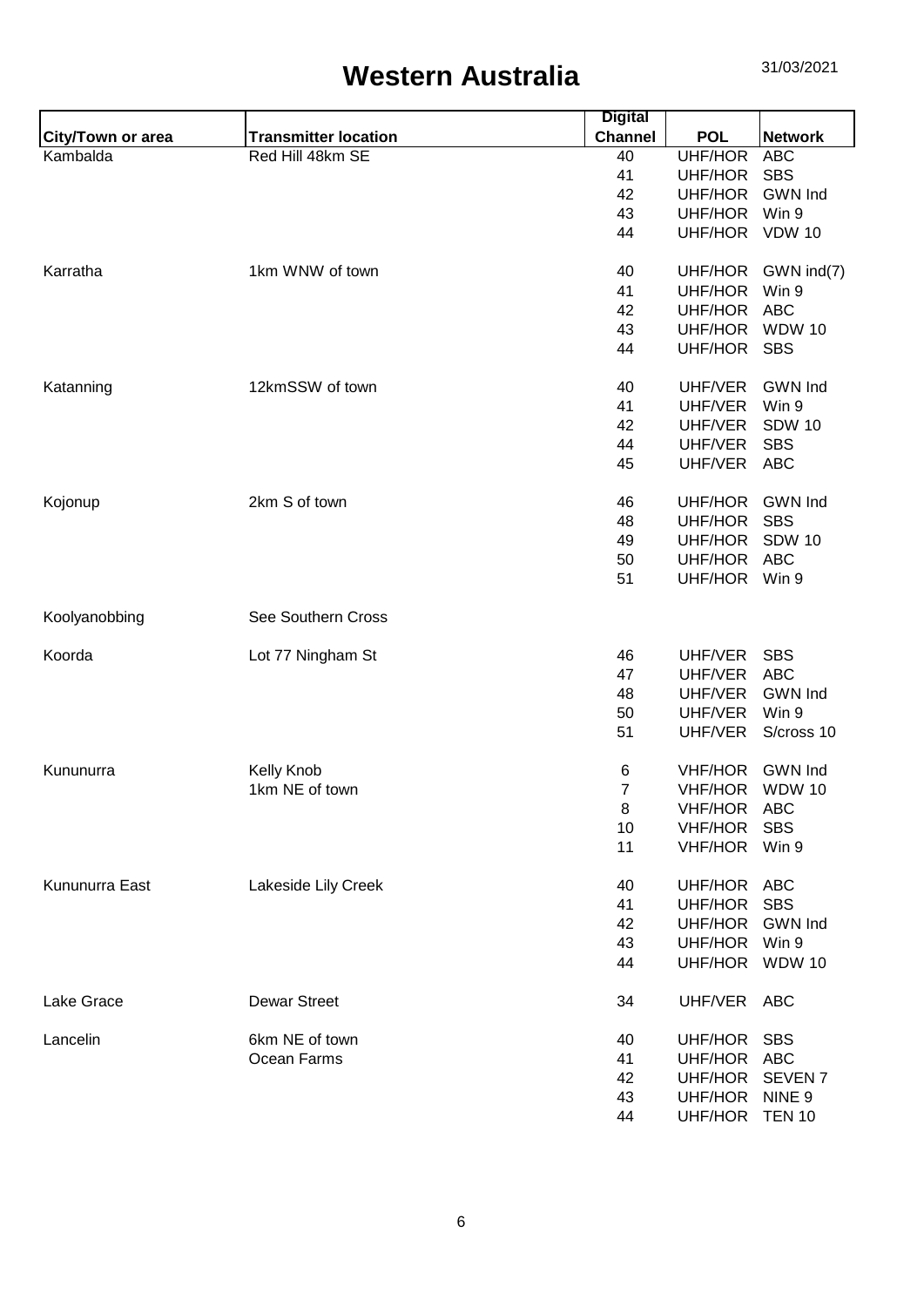# Western Australia

31/03/2021

| City/Town or area | Transmitter location | Digital Channel | POL | Network |
|---|---|---|---|---|
| Kambalda | Red Hill 48km SE | 40 | UHF/HOR | ABC |
| | | 41 | UHF/HOR | SBS |
| | | 42 | UHF/HOR | GWN Ind |
| | | 43 | UHF/HOR | Win 9 |
| | | 44 | UHF/HOR | VDW 10 |
| Karratha | 1km WNW of town | 40 | UHF/HOR | GWN ind(7) |
| | | 41 | UHF/HOR | Win 9 |
| | | 42 | UHF/HOR | ABC |
| | | 43 | UHF/HOR | WDW 10 |
| | | 44 | UHF/HOR | SBS |
| Katanning | 12kmSSW of town | 40 | UHF/VER | GWN Ind |
| | | 41 | UHF/VER | Win 9 |
| | | 42 | UHF/VER | SDW 10 |
| | | 44 | UHF/VER | SBS |
| | | 45 | UHF/VER | ABC |
| Kojonup | 2km S of town | 46 | UHF/HOR | GWN Ind |
| | | 48 | UHF/HOR | SBS |
| | | 49 | UHF/HOR | SDW 10 |
| | | 50 | UHF/HOR | ABC |
| | | 51 | UHF/HOR | Win 9 |
| Koolyanobbing | See Southern Cross | | | |
| Koorda | Lot 77 Ningham St | 46 | UHF/VER | SBS |
| | | 47 | UHF/VER | ABC |
| | | 48 | UHF/VER | GWN Ind |
| | | 50 | UHF/VER | Win 9 |
| | | 51 | UHF/VER | S/cross 10 |
| Kununurra | Kelly Knob | 6 | VHF/HOR | GWN Ind |
| | 1km NE of town | 7 | VHF/HOR | WDW 10 |
| | | 8 | VHF/HOR | ABC |
| | | 10 | VHF/HOR | SBS |
| | | 11 | VHF/HOR | Win 9 |
| Kununurra East | Lakeside Lily Creek | 40 | UHF/HOR | ABC |
| | | 41 | UHF/HOR | SBS |
| | | 42 | UHF/HOR | GWN Ind |
| | | 43 | UHF/HOR | Win 9 |
| | | 44 | UHF/HOR | WDW 10 |
| Lake Grace | Dewar Street | 34 | UHF/VER | ABC |
| Lancelin | 6km NE of town | 40 | UHF/HOR | SBS |
| | Ocean Farms | 41 | UHF/HOR | ABC |
| | | 42 | UHF/HOR | SEVEN 7 |
| | | 43 | UHF/HOR | NINE 9 |
| | | 44 | UHF/HOR | TEN 10 |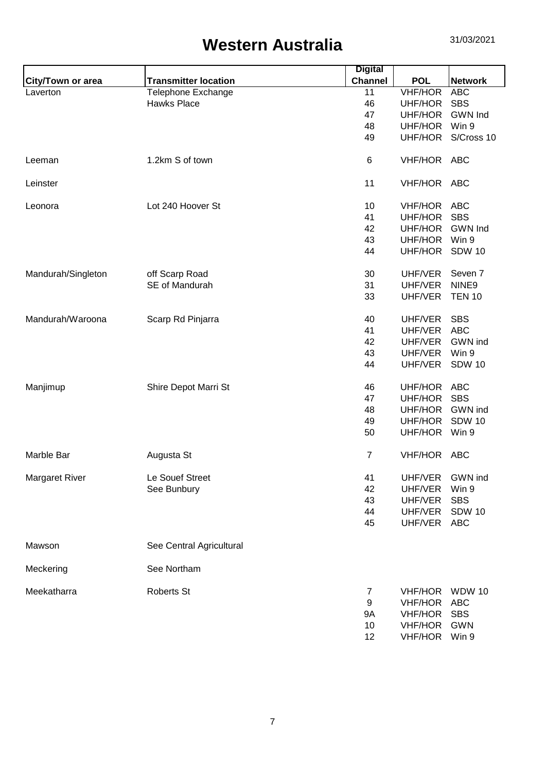# Western Australia

31/03/2021

| City/Town or area | Transmitter location | Digital Channel | POL | Network |
|---|---|---|---|---|
| Laverton | Telephone Exchange | 11 | VHF/HOR | ABC |
| | Hawks Place | 46 | UHF/HOR | SBS |
| | | 47 | UHF/HOR | GWN Ind |
| | | 48 | UHF/HOR | Win 9 |
| | | 49 | UHF/HOR | S/Cross 10 |
| Leeman | 1.2km S of town | 6 | VHF/HOR | ABC |
| Leinster | | 11 | VHF/HOR | ABC |
| Leonora | Lot 240 Hoover St | 10 | VHF/HOR | ABC |
| | | 41 | UHF/HOR | SBS |
| | | 42 | UHF/HOR | GWN Ind |
| | | 43 | UHF/HOR | Win 9 |
| | | 44 | UHF/HOR | SDW 10 |
| Mandurah/Singleton | off Scarp Road | 30 | UHF/VER | Seven 7 |
| | SE of Mandurah | 31 | UHF/VER | NINE9 |
| | | 33 | UHF/VER | TEN 10 |
| Mandurah/Waroona | Scarp Rd Pinjarra | 40 | UHF/VER | SBS |
| | | 41 | UHF/VER | ABC |
| | | 42 | UHF/VER | GWN ind |
| | | 43 | UHF/VER | Win 9 |
| | | 44 | UHF/VER | SDW 10 |
| Manjimup | Shire Depot Marri St | 46 | UHF/HOR | ABC |
| | | 47 | UHF/HOR | SBS |
| | | 48 | UHF/HOR | GWN ind |
| | | 49 | UHF/HOR | SDW 10 |
| | | 50 | UHF/HOR | Win 9 |
| Marble Bar | Augusta St | 7 | VHF/HOR | ABC |
| Margaret River | Le Souef Street | 41 | UHF/VER | GWN ind |
| | See Bunbury | 42 | UHF/VER | Win 9 |
| | | 43 | UHF/VER | SBS |
| | | 44 | UHF/VER | SDW 10 |
| | | 45 | UHF/VER | ABC |
| Mawson | See Central Agricultural | | | |
| Meckering | See Northam | | | |
| Meekatharra | Roberts St | 7 | VHF/HOR | WDW 10 |
| | | 9 | VHF/HOR | ABC |
| | | 9A | VHF/HOR | SBS |
| | | 10 | VHF/HOR | GWN |
| | | 12 | VHF/HOR | Win 9 |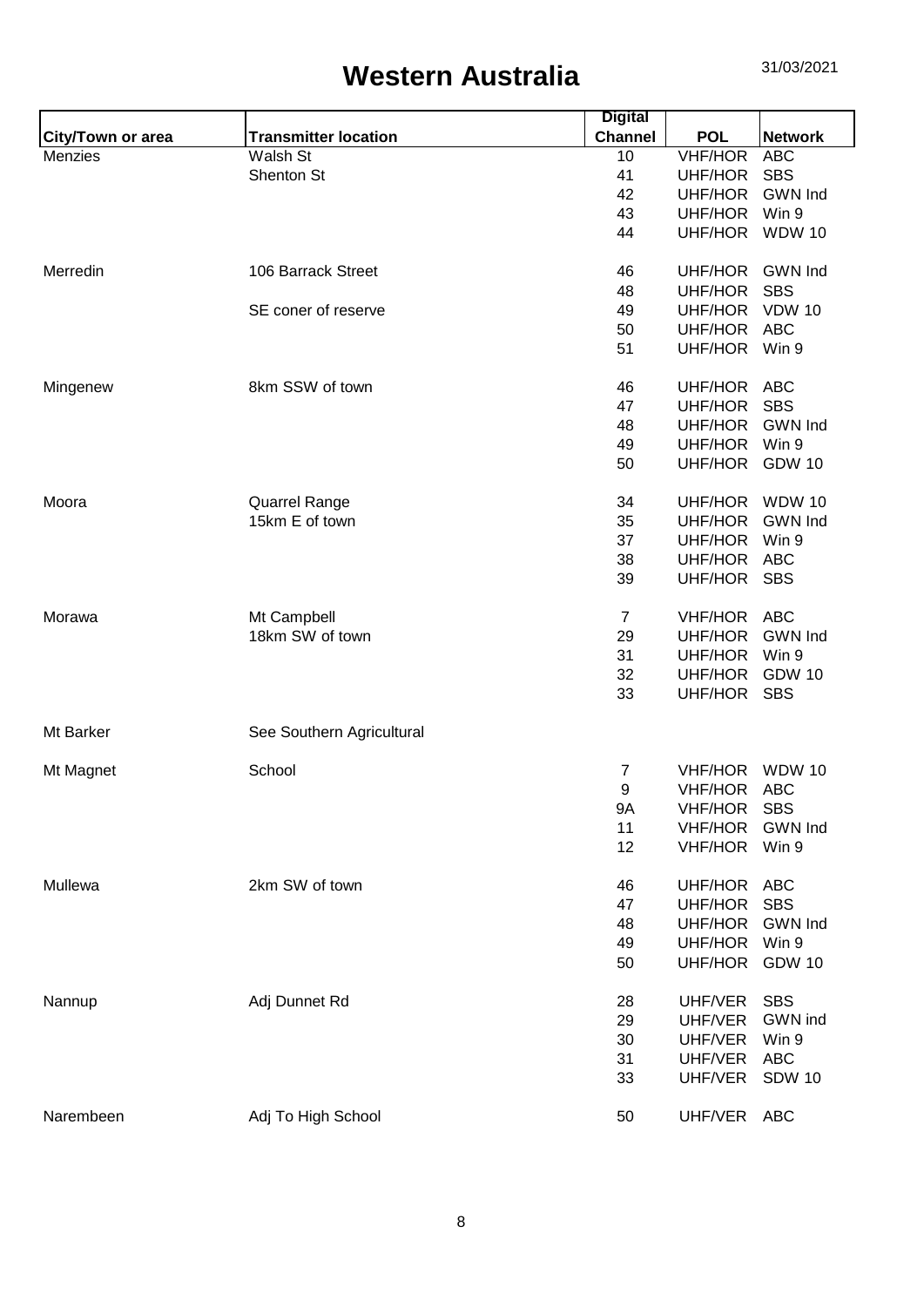# Western Australia

31/03/2021

| City/Town or area | Transmitter location | Digital Channel | POL | Network |
|---|---|---|---|---|
| Menzies | Walsh St | 10 | VHF/HOR | ABC |
| | Shenton St | 41 | UHF/HOR | SBS |
| | | 42 | UHF/HOR | GWN Ind |
| | | 43 | UHF/HOR | Win 9 |
| | | 44 | UHF/HOR | WDW 10 |
| Merredin | 106 Barrack Street | 46 | UHF/HOR | GWN Ind |
| | | 48 | UHF/HOR | SBS |
| | SE coner of reserve | 49 | UHF/HOR | VDW 10 |
| | | 50 | UHF/HOR | ABC |
| | | 51 | UHF/HOR | Win 9 |
| Mingenew | 8km SSW of town | 46 | UHF/HOR | ABC |
| | | 47 | UHF/HOR | SBS |
| | | 48 | UHF/HOR | GWN Ind |
| | | 49 | UHF/HOR | Win 9 |
| | | 50 | UHF/HOR | GDW 10 |
| Moora | Quarrel Range | 34 | UHF/HOR | WDW 10 |
| | 15km E of town | 35 | UHF/HOR | GWN Ind |
| | | 37 | UHF/HOR | Win 9 |
| | | 38 | UHF/HOR | ABC |
| | | 39 | UHF/HOR | SBS |
| Morawa | Mt Campbell | 7 | VHF/HOR | ABC |
| | 18km SW of town | 29 | UHF/HOR | GWN Ind |
| | | 31 | UHF/HOR | Win 9 |
| | | 32 | UHF/HOR | GDW 10 |
| | | 33 | UHF/HOR | SBS |
| Mt Barker | See Southern Agricultural | | | |
| Mt Magnet | School | 7 | VHF/HOR | WDW 10 |
| | | 9 | VHF/HOR | ABC |
| | | 9A | VHF/HOR | SBS |
| | | 11 | VHF/HOR | GWN Ind |
| | | 12 | VHF/HOR | Win 9 |
| Mullewa | 2km SW of town | 46 | UHF/HOR | ABC |
| | | 47 | UHF/HOR | SBS |
| | | 48 | UHF/HOR | GWN Ind |
| | | 49 | UHF/HOR | Win 9 |
| | | 50 | UHF/HOR | GDW 10 |
| Nannup | Adj Dunnet Rd | 28 | UHF/VER | SBS |
| | | 29 | UHF/VER | GWN ind |
| | | 30 | UHF/VER | Win 9 |
| | | 31 | UHF/VER | ABC |
| | | 33 | UHF/VER | SDW 10 |
| Narembeen | Adj To High School | 50 | UHF/VER | ABC |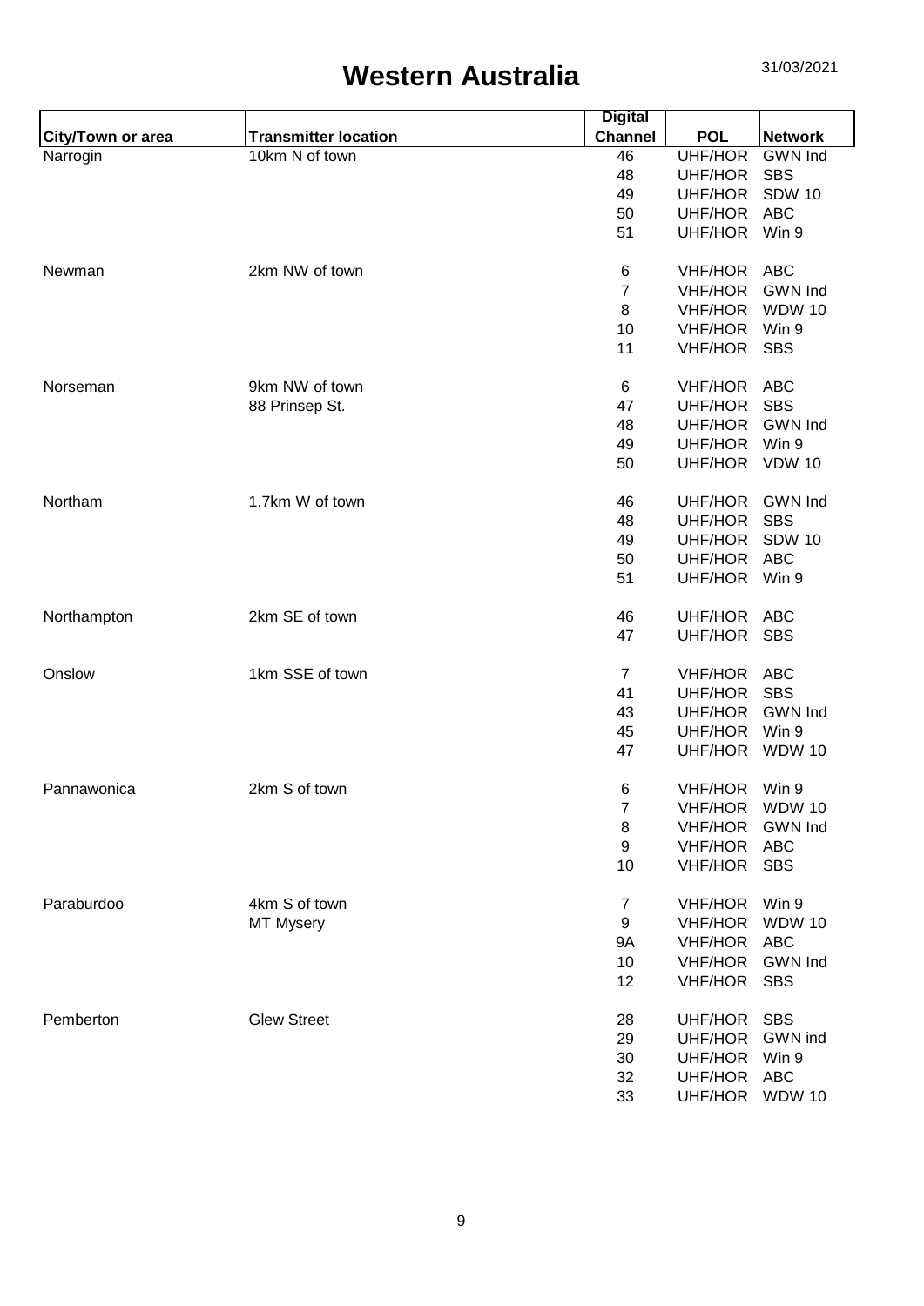# Western Australia

31/03/2021

| City/Town or area | Transmitter location | Digital Channel | POL | Network |
|---|---|---|---|---|
| Narrogin | 10km N of town | 46 | UHF/HOR | GWN Ind |
| | | 48 | UHF/HOR | SBS |
| | | 49 | UHF/HOR | SDW 10 |
| | | 50 | UHF/HOR | ABC |
| | | 51 | UHF/HOR | Win 9 |
| Newman | 2km NW of town | 6 | VHF/HOR | ABC |
| | | 7 | VHF/HOR | GWN Ind |
| | | 8 | VHF/HOR | WDW 10 |
| | | 10 | VHF/HOR | Win 9 |
| | | 11 | VHF/HOR | SBS |
| Norseman | 9km NW of town | 6 | VHF/HOR | ABC |
| | 88 Prinsep St. | 47 | UHF/HOR | SBS |
| | | 48 | UHF/HOR | GWN Ind |
| | | 49 | UHF/HOR | Win 9 |
| | | 50 | UHF/HOR | VDW 10 |
| Northam | 1.7km W of town | 46 | UHF/HOR | GWN Ind |
| | | 48 | UHF/HOR | SBS |
| | | 49 | UHF/HOR | SDW 10 |
| | | 50 | UHF/HOR | ABC |
| | | 51 | UHF/HOR | Win 9 |
| Northampton | 2km SE of town | 46 | UHF/HOR | ABC |
| | | 47 | UHF/HOR | SBS |
| Onslow | 1km SSE of town | 7 | VHF/HOR | ABC |
| | | 41 | UHF/HOR | SBS |
| | | 43 | UHF/HOR | GWN Ind |
| | | 45 | UHF/HOR | Win 9 |
| | | 47 | UHF/HOR | WDW 10 |
| Pannawonica | 2km S of town | 6 | VHF/HOR | Win 9 |
| | | 7 | VHF/HOR | WDW 10 |
| | | 8 | VHF/HOR | GWN Ind |
| | | 9 | VHF/HOR | ABC |
| | | 10 | VHF/HOR | SBS |
| Paraburdoo | 4km S of town | 7 | VHF/HOR | Win 9 |
| | MT Mysery | 9 | VHF/HOR | WDW 10 |
| | | 9A | VHF/HOR | ABC |
| | | 10 | VHF/HOR | GWN Ind |
| | | 12 | VHF/HOR | SBS |
| Pemberton | Glew Street | 28 | UHF/HOR | SBS |
| | | 29 | UHF/HOR | GWN ind |
| | | 30 | UHF/HOR | Win 9 |
| | | 32 | UHF/HOR | ABC |
| | | 33 | UHF/HOR | WDW 10 |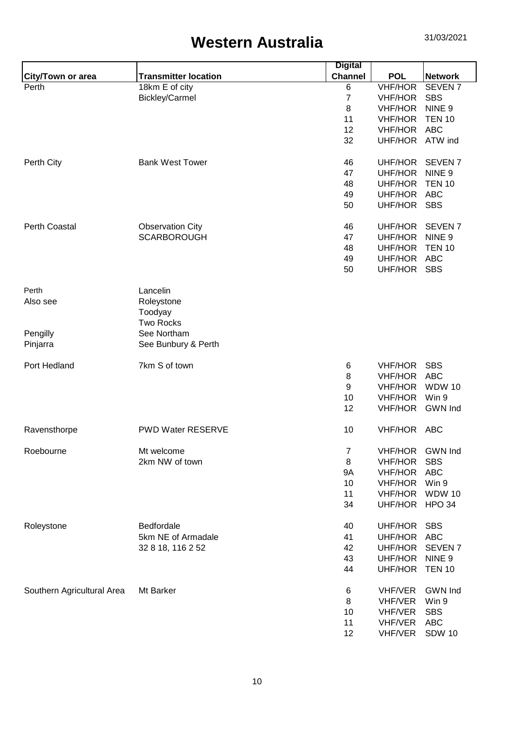# Western Australia

31/03/2021

| City/Town or area | Transmitter location | Digital Channel | POL | Network |
|---|---|---|---|---|
| Perth | 18km E of city | 6 | VHF/HOR | SEVEN 7 |
| | Bickley/Carmel | 7 | VHF/HOR | SBS |
| | | 8 | VHF/HOR | NINE 9 |
| | | 11 | VHF/HOR | TEN 10 |
| | | 12 | VHF/HOR | ABC |
| | | 32 | UHF/HOR | ATW ind |
| | | | | |
| Perth City | Bank West Tower | 46 | UHF/HOR | SEVEN 7 |
| | | 47 | UHF/HOR | NINE 9 |
| | | 48 | UHF/HOR | TEN 10 |
| | | 49 | UHF/HOR | ABC |
| | | 50 | UHF/HOR | SBS |
| | | | | |
| Perth Coastal | Observation City | 46 | UHF/HOR | SEVEN 7 |
| | SCARBOROUGH | 47 | UHF/HOR | NINE 9 |
| | | 48 | UHF/HOR | TEN 10 |
| | | 49 | UHF/HOR | ABC |
| | | 50 | UHF/HOR | SBS |
| | | | | |
| Perth | Lancelin | | | |
| Also see | Roleystone | | | |
| | Toodyay | | | |
| | Two Rocks | | | |
| Pengilly | See Northam | | | |
| Pinjarra | See Bunbury & Perth | | | |
| | | | | |
| Port Hedland | 7km S of town | 6 | VHF/HOR | SBS |
| | | 8 | VHF/HOR | ABC |
| | | 9 | VHF/HOR | WDW 10 |
| | | 10 | VHF/HOR | Win 9 |
| | | 12 | VHF/HOR | GWN Ind |
| | | | | |
| Ravensthorpe | PWD Water RESERVE | 10 | VHF/HOR | ABC |
| | | | | |
| Roebourne | Mt welcome | 7 | VHF/HOR | GWN Ind |
| | 2km NW of town | 8 | VHF/HOR | SBS |
| | | 9A | VHF/HOR | ABC |
| | | 10 | VHF/HOR | Win 9 |
| | | 11 | VHF/HOR | WDW 10 |
| | | 34 | UHF/HOR | HPO 34 |
| | | | | |
| Roleystone | Bedfordale | 40 | UHF/HOR | SBS |
| | 5km NE of Armadale | 41 | UHF/HOR | ABC |
| | 32 8 18, 116 2 52 | 42 | UHF/HOR | SEVEN 7 |
| | | 43 | UHF/HOR | NINE 9 |
| | | 44 | UHF/HOR | TEN 10 |
| | | | | |
| Southern Agricultural Area | Mt Barker | 6 | VHF/VER | GWN Ind |
| | | 8 | VHF/VER | Win 9 |
| | | 10 | VHF/VER | SBS |
| | | 11 | VHF/VER | ABC |
| | | 12 | VHF/VER | SDW 10 |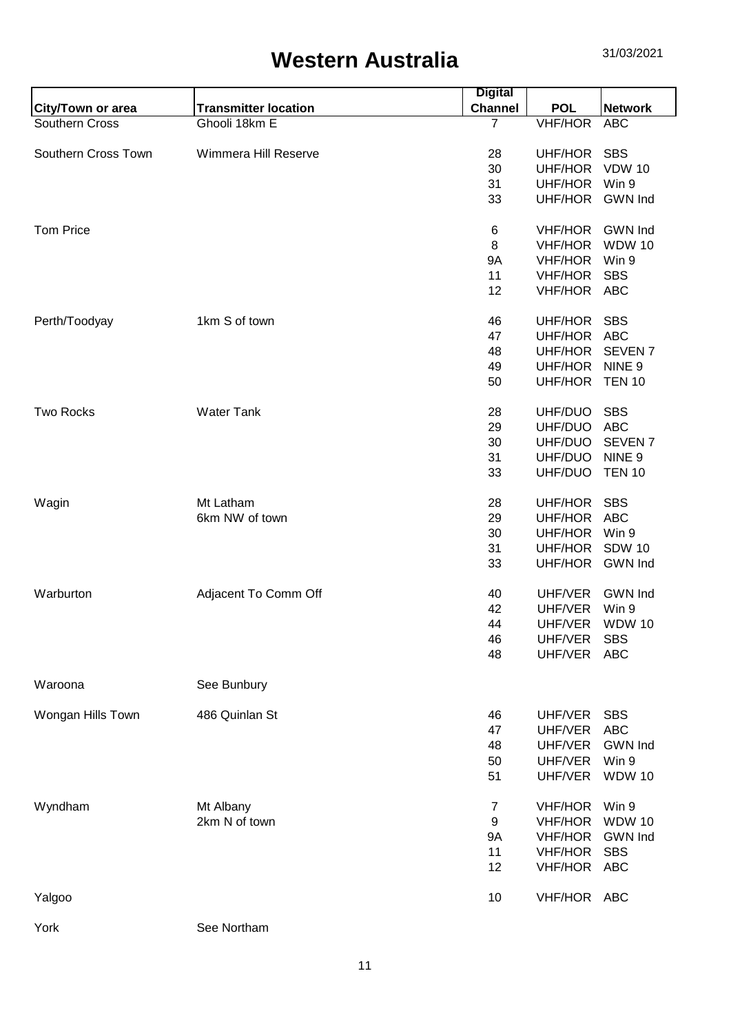# Western Australia

31/03/2021

| City/Town or area | Transmitter location | Digital Channel | POL | Network |
|---|---|---|---|---|
| Southern Cross | Ghooli 18km E | 7 | VHF/HOR | ABC |
| Southern Cross Town | Wimmera Hill Reserve | 28 | UHF/HOR | SBS |
| | | 30 | UHF/HOR | VDW 10 |
| | | 31 | UHF/HOR | Win 9 |
| | | 33 | UHF/HOR | GWN Ind |
| Tom Price | | 6 | VHF/HOR | GWN Ind |
| | | 8 | VHF/HOR | WDW 10 |
| | | 9A | VHF/HOR | Win 9 |
| | | 11 | VHF/HOR | SBS |
| | | 12 | VHF/HOR | ABC |
| Perth/Toodyay | 1km S of town | 46 | UHF/HOR | SBS |
| | | 47 | UHF/HOR | ABC |
| | | 48 | UHF/HOR | SEVEN 7 |
| | | 49 | UHF/HOR | NINE 9 |
| | | 50 | UHF/HOR | TEN 10 |
| Two Rocks | Water Tank | 28 | UHF/DUO | SBS |
| | | 29 | UHF/DUO | ABC |
| | | 30 | UHF/DUO | SEVEN 7 |
| | | 31 | UHF/DUO | NINE 9 |
| | | 33 | UHF/DUO | TEN 10 |
| Wagin | Mt Latham | 28 | UHF/HOR | SBS |
| | 6km NW of town | 29 | UHF/HOR | ABC |
| | | 30 | UHF/HOR | Win 9 |
| | | 31 | UHF/HOR | SDW 10 |
| | | 33 | UHF/HOR | GWN Ind |
| Warburton | Adjacent To Comm Off | 40 | UHF/VER | GWN Ind |
| | | 42 | UHF/VER | Win 9 |
| | | 44 | UHF/VER | WDW 10 |
| | | 46 | UHF/VER | SBS |
| | | 48 | UHF/VER | ABC |
| Waroona | See Bunbury | | | |
| Wongan Hills Town | 486 Quinlan St | 46 | UHF/VER | SBS |
| | | 47 | UHF/VER | ABC |
| | | 48 | UHF/VER | GWN Ind |
| | | 50 | UHF/VER | Win 9 |
| | | 51 | UHF/VER | WDW 10 |
| Wyndham | Mt Albany | 7 | VHF/HOR | Win 9 |
| | 2km N of town | 9 | VHF/HOR | WDW 10 |
| | | 9A | VHF/HOR | GWN Ind |
| | | 11 | VHF/HOR | SBS |
| | | 12 | VHF/HOR | ABC |
| Yalgoo | | 10 | VHF/HOR | ABC |
| York | See Northam | | | |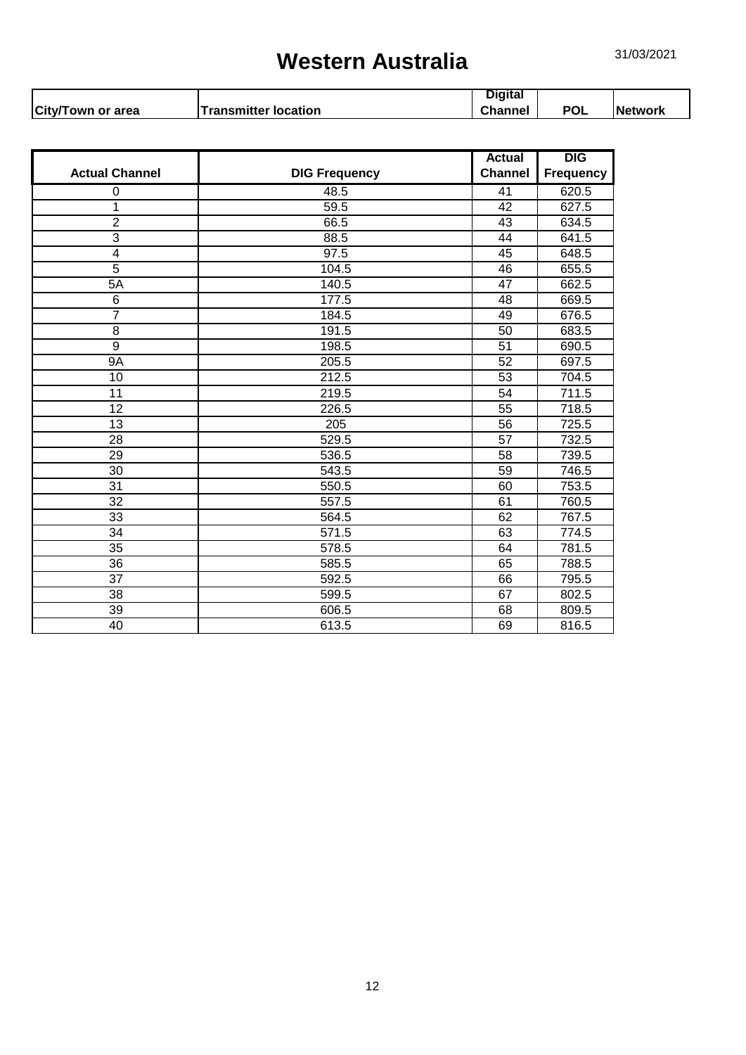# Western Australia

31/03/2021

| City/Town or area | Transmitter location | Digital Channel | POL | Network |
|---|---|---|---|---|

| Actual Channel | DIG Frequency | Actual Channel | DIG Frequency |
|---|---|---|---|
| 0 | 48.5 | 41 | 620.5 |
| 1 | 59.5 | 42 | 627.5 |
| 2 | 66.5 | 43 | 634.5 |
| 3 | 88.5 | 44 | 641.5 |
| 4 | 97.5 | 45 | 648.5 |
| 5 | 104.5 | 46 | 655.5 |
| 5A | 140.5 | 47 | 662.5 |
| 6 | 177.5 | 48 | 669.5 |
| 7 | 184.5 | 49 | 676.5 |
| 8 | 191.5 | 50 | 683.5 |
| 9 | 198.5 | 51 | 690.5 |
| 9A | 205.5 | 52 | 697.5 |
| 10 | 212.5 | 53 | 704.5 |
| 11 | 219.5 | 54 | 711.5 |
| 12 | 226.5 | 55 | 718.5 |
| 13 | 205 | 56 | 725.5 |
| 28 | 529.5 | 57 | 732.5 |
| 29 | 536.5 | 58 | 739.5 |
| 30 | 543.5 | 59 | 746.5 |
| 31 | 550.5 | 60 | 753.5 |
| 32 | 557.5 | 61 | 760.5 |
| 33 | 564.5 | 62 | 767.5 |
| 34 | 571.5 | 63 | 774.5 |
| 35 | 578.5 | 64 | 781.5 |
| 36 | 585.5 | 65 | 788.5 |
| 37 | 592.5 | 66 | 795.5 |
| 38 | 599.5 | 67 | 802.5 |
| 39 | 606.5 | 68 | 809.5 |
| 40 | 613.5 | 69 | 816.5 |